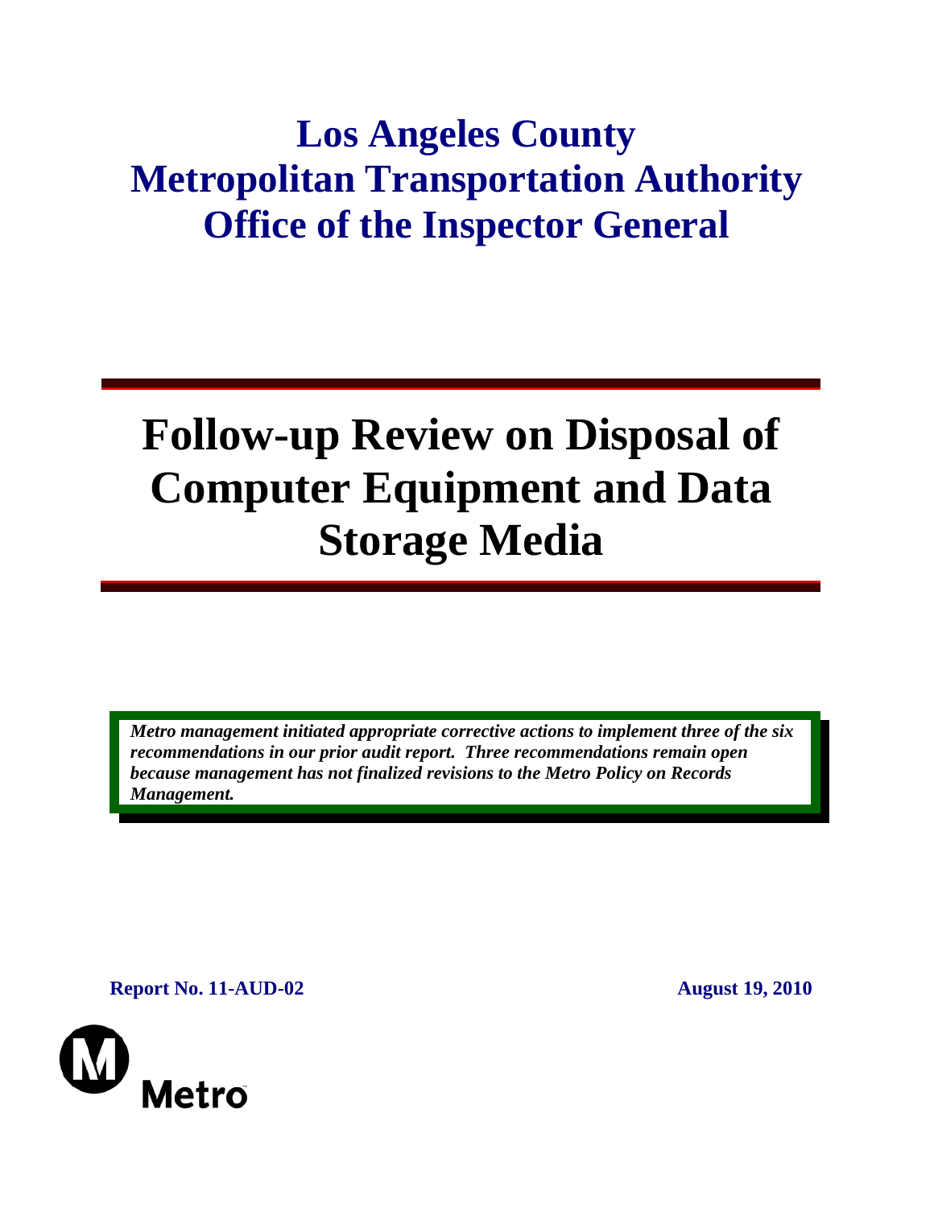# Los Angeles County Metropolitan Transportation Authority Office of the Inspector General

# Follow-up Review on Disposal of Computer Equipment and Data Storage Media

***Metro management initiated appropriate corrective actions to implement three of the six recommendations in our prior audit report. Three recommendations remain open because management has not finalized revisions to the Metro Policy on Records Management.***

**Report No. 11-AUD-02** **August 19, 2010**

Metro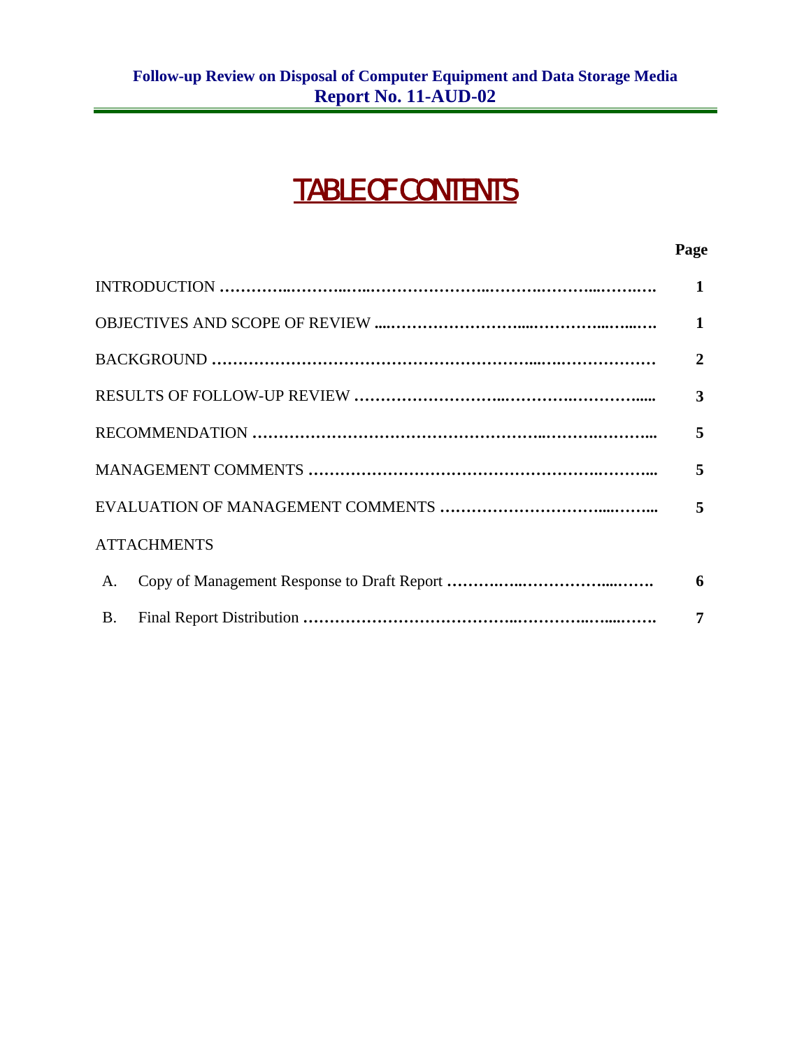**Follow-up Review on Disposal of Computer Equipment and Data Storage Media**
**Report No. 11-AUD-02**

# TABLE OF CONTENTS

| | Page |
|---|---|
| INTRODUCTION | 1 |
| OBJECTIVES AND SCOPE OF REVIEW | 1 |
| BACKGROUND | 2 |
| RESULTS OF FOLLOW-UP REVIEW | 3 |
| RECOMMENDATION | 5 |
| MANAGEMENT COMMENTS | 5 |
| EVALUATION OF MANAGEMENT COMMENTS | 5 |
| ATTACHMENTS | |
| A. Copy of Management Response to Draft Report | 6 |
| B. Final Report Distribution | 7 |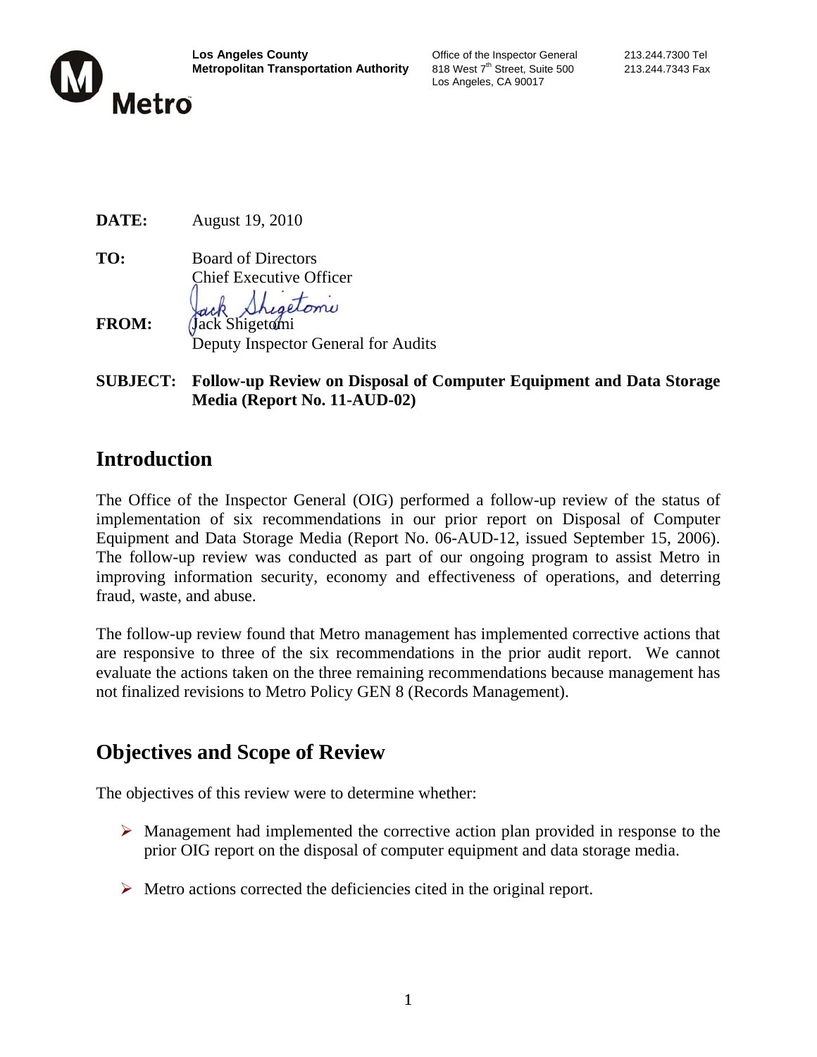**Los Angeles County**
**Metropolitan Transportation Authority**

Office of the Inspector General
818 West 7th Street, Suite 500
Los Angeles, CA 90017

213.244.7300 Tel
213.244.7343 Fax

**DATE:** August 19, 2010

**TO:** Board of Directors
Chief Executive Officer

**FROM:** Jack Shigetomi
Deputy Inspector General for Audits

**SUBJECT: Follow-up Review on Disposal of Computer Equipment and Data Storage Media (Report No. 11-AUD-02)**

## Introduction

The Office of the Inspector General (OIG) performed a follow-up review of the status of implementation of six recommendations in our prior report on Disposal of Computer Equipment and Data Storage Media (Report No. 06-AUD-12, issued September 15, 2006). The follow-up review was conducted as part of our ongoing program to assist Metro in improving information security, economy and effectiveness of operations, and deterring fraud, waste, and abuse.

The follow-up review found that Metro management has implemented corrective actions that are responsive to three of the six recommendations in the prior audit report. We cannot evaluate the actions taken on the three remaining recommendations because management has not finalized revisions to Metro Policy GEN 8 (Records Management).

## Objectives and Scope of Review

The objectives of this review were to determine whether:

- Management had implemented the corrective action plan provided in response to the prior OIG report on the disposal of computer equipment and data storage media.
- Metro actions corrected the deficiencies cited in the original report.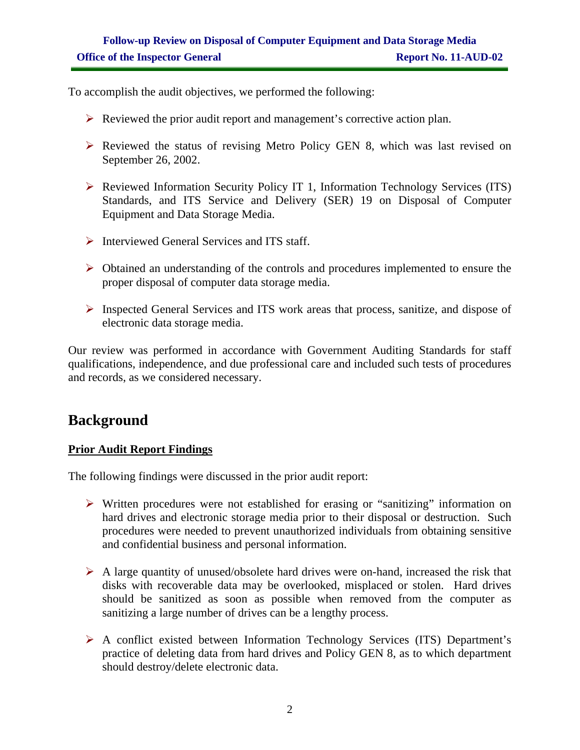To accomplish the audit objectives, we performed the following:

- Reviewed the prior audit report and management's corrective action plan.
- Reviewed the status of revising Metro Policy GEN 8, which was last revised on September 26, 2002.
- Reviewed Information Security Policy IT 1, Information Technology Services (ITS) Standards, and ITS Service and Delivery (SER) 19 on Disposal of Computer Equipment and Data Storage Media.
- Interviewed General Services and ITS staff.
- Obtained an understanding of the controls and procedures implemented to ensure the proper disposal of computer data storage media.
- Inspected General Services and ITS work areas that process, sanitize, and dispose of electronic data storage media.

Our review was performed in accordance with Government Auditing Standards for staff qualifications, independence, and due professional care and included such tests of procedures and records, as we considered necessary.

# Background

**Prior Audit Report Findings**

The following findings were discussed in the prior audit report:

- Written procedures were not established for erasing or "sanitizing" information on hard drives and electronic storage media prior to their disposal or destruction. Such procedures were needed to prevent unauthorized individuals from obtaining sensitive and confidential business and personal information.
- A large quantity of unused/obsolete hard drives were on-hand, increased the risk that disks with recoverable data may be overlooked, misplaced or stolen. Hard drives should be sanitized as soon as possible when removed from the computer as sanitizing a large number of drives can be a lengthy process.
- A conflict existed between Information Technology Services (ITS) Department's practice of deleting data from hard drives and Policy GEN 8, as to which department should destroy/delete electronic data.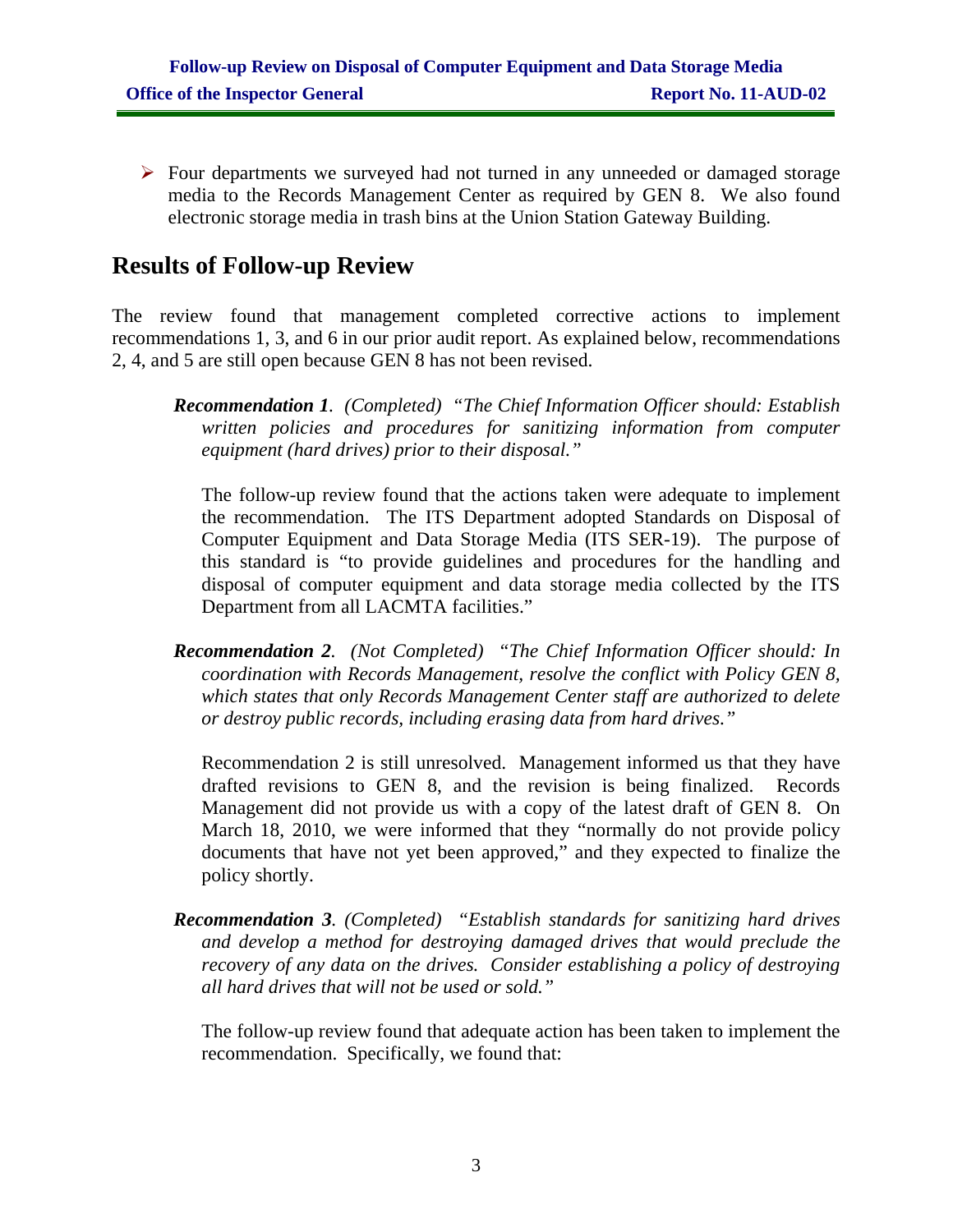- Four departments we surveyed had not turned in any unneeded or damaged storage media to the Records Management Center as required by GEN 8. We also found electronic storage media in trash bins at the Union Station Gateway Building.

## Results of Follow-up Review

The review found that management completed corrective actions to implement recommendations 1, 3, and 6 in our prior audit report. As explained below, recommendations 2, 4, and 5 are still open because GEN 8 has not been revised.

> ***Recommendation 1**. (Completed) "The Chief Information Officer should: Establish written policies and procedures for sanitizing information from computer equipment (hard drives) prior to their disposal."*
>
> The follow-up review found that the actions taken were adequate to implement the recommendation. The ITS Department adopted Standards on Disposal of Computer Equipment and Data Storage Media (ITS SER-19). The purpose of this standard is "to provide guidelines and procedures for the handling and disposal of computer equipment and data storage media collected by the ITS Department from all LACMTA facilities."
>
> ***Recommendation 2**. (Not Completed) "The Chief Information Officer should: In coordination with Records Management, resolve the conflict with Policy GEN 8, which states that only Records Management Center staff are authorized to delete or destroy public records, including erasing data from hard drives."*
>
> Recommendation 2 is still unresolved. Management informed us that they have drafted revisions to GEN 8, and the revision is being finalized. Records Management did not provide us with a copy of the latest draft of GEN 8. On March 18, 2010, we were informed that they "normally do not provide policy documents that have not yet been approved," and they expected to finalize the policy shortly.
>
> ***Recommendation 3**. (Completed) "Establish standards for sanitizing hard drives and develop a method for destroying damaged drives that would preclude the recovery of any data on the drives. Consider establishing a policy of destroying all hard drives that will not be used or sold."*
>
> The follow-up review found that adequate action has been taken to implement the recommendation. Specifically, we found that: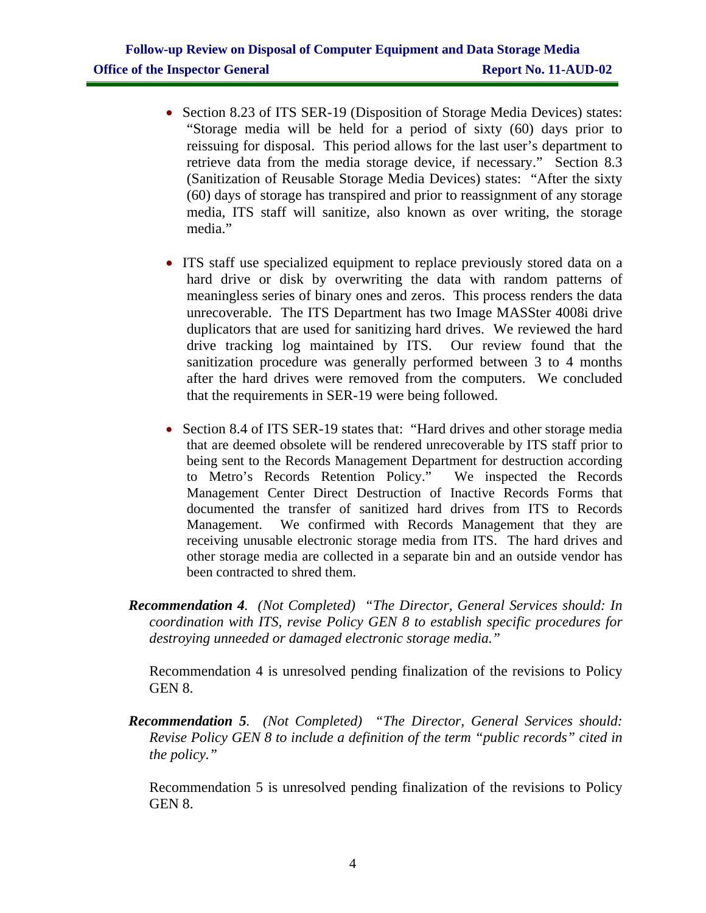- Section 8.23 of ITS SER-19 (Disposition of Storage Media Devices) states: "Storage media will be held for a period of sixty (60) days prior to reissuing for disposal. This period allows for the last user's department to retrieve data from the media storage device, if necessary." Section 8.3 (Sanitization of Reusable Storage Media Devices) states: "After the sixty (60) days of storage has transpired and prior to reassignment of any storage media, ITS staff will sanitize, also known as over writing, the storage media."

- ITS staff use specialized equipment to replace previously stored data on a hard drive or disk by overwriting the data with random patterns of meaningless series of binary ones and zeros. This process renders the data unrecoverable. The ITS Department has two Image MASSter 4008i drive duplicators that are used for sanitizing hard drives. We reviewed the hard drive tracking log maintained by ITS. Our review found that the sanitization procedure was generally performed between 3 to 4 months after the hard drives were removed from the computers. We concluded that the requirements in SER-19 were being followed.

- Section 8.4 of ITS SER-19 states that: "Hard drives and other storage media that are deemed obsolete will be rendered unrecoverable by ITS staff prior to being sent to the Records Management Department for destruction according to Metro's Records Retention Policy." We inspected the Records Management Center Direct Destruction of Inactive Records Forms that documented the transfer of sanitized hard drives from ITS to Records Management. We confirmed with Records Management that they are receiving unusable electronic storage media from ITS. The hard drives and other storage media are collected in a separate bin and an outside vendor has been contracted to shred them.

***Recommendation 4****. (Not Completed) "The Director, General Services should: In coordination with ITS, revise Policy GEN 8 to establish specific procedures for destroying unneeded or damaged electronic storage media."*

Recommendation 4 is unresolved pending finalization of the revisions to Policy GEN 8.

***Recommendation 5****. (Not Completed) "The Director, General Services should: Revise Policy GEN 8 to include a definition of the term "public records" cited in the policy."*

Recommendation 5 is unresolved pending finalization of the revisions to Policy GEN 8.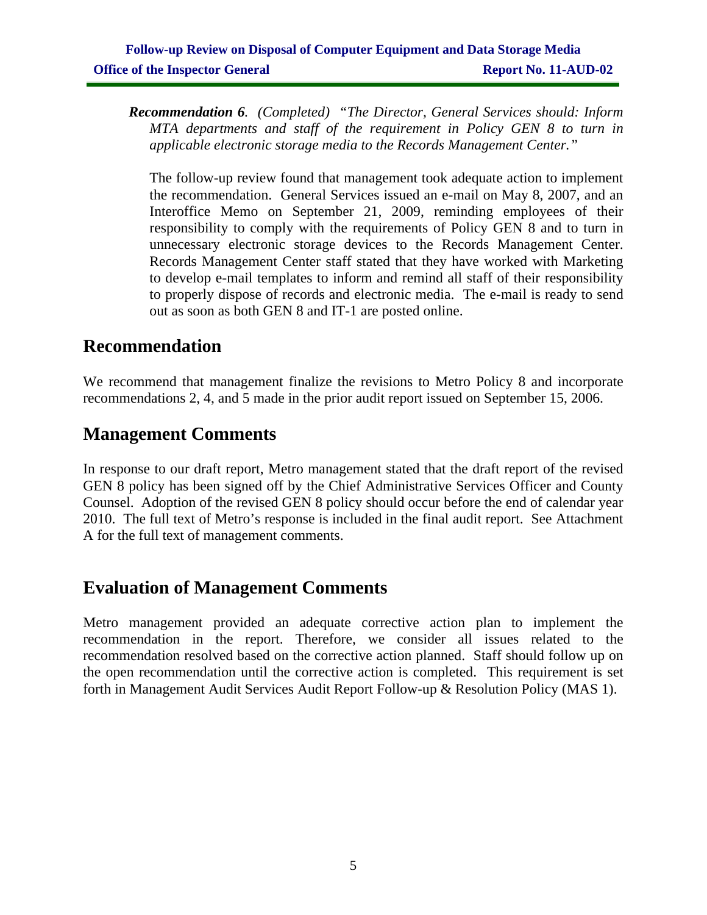***Recommendation 6****. (Completed) "The Director, General Services should: Inform MTA departments and staff of the requirement in Policy GEN 8 to turn in applicable electronic storage media to the Records Management Center."*

The follow-up review found that management took adequate action to implement the recommendation. General Services issued an e-mail on May 8, 2007, and an Interoffice Memo on September 21, 2009, reminding employees of their responsibility to comply with the requirements of Policy GEN 8 and to turn in unnecessary electronic storage devices to the Records Management Center. Records Management Center staff stated that they have worked with Marketing to develop e-mail templates to inform and remind all staff of their responsibility to properly dispose of records and electronic media. The e-mail is ready to send out as soon as both GEN 8 and IT-1 are posted online.

## Recommendation

We recommend that management finalize the revisions to Metro Policy 8 and incorporate recommendations 2, 4, and 5 made in the prior audit report issued on September 15, 2006.

## Management Comments

In response to our draft report, Metro management stated that the draft report of the revised GEN 8 policy has been signed off by the Chief Administrative Services Officer and County Counsel. Adoption of the revised GEN 8 policy should occur before the end of calendar year 2010. The full text of Metro's response is included in the final audit report. See Attachment A for the full text of management comments.

## Evaluation of Management Comments

Metro management provided an adequate corrective action plan to implement the recommendation in the report. Therefore, we consider all issues related to the recommendation resolved based on the corrective action planned. Staff should follow up on the open recommendation until the corrective action is completed. This requirement is set forth in Management Audit Services Audit Report Follow-up & Resolution Policy (MAS 1).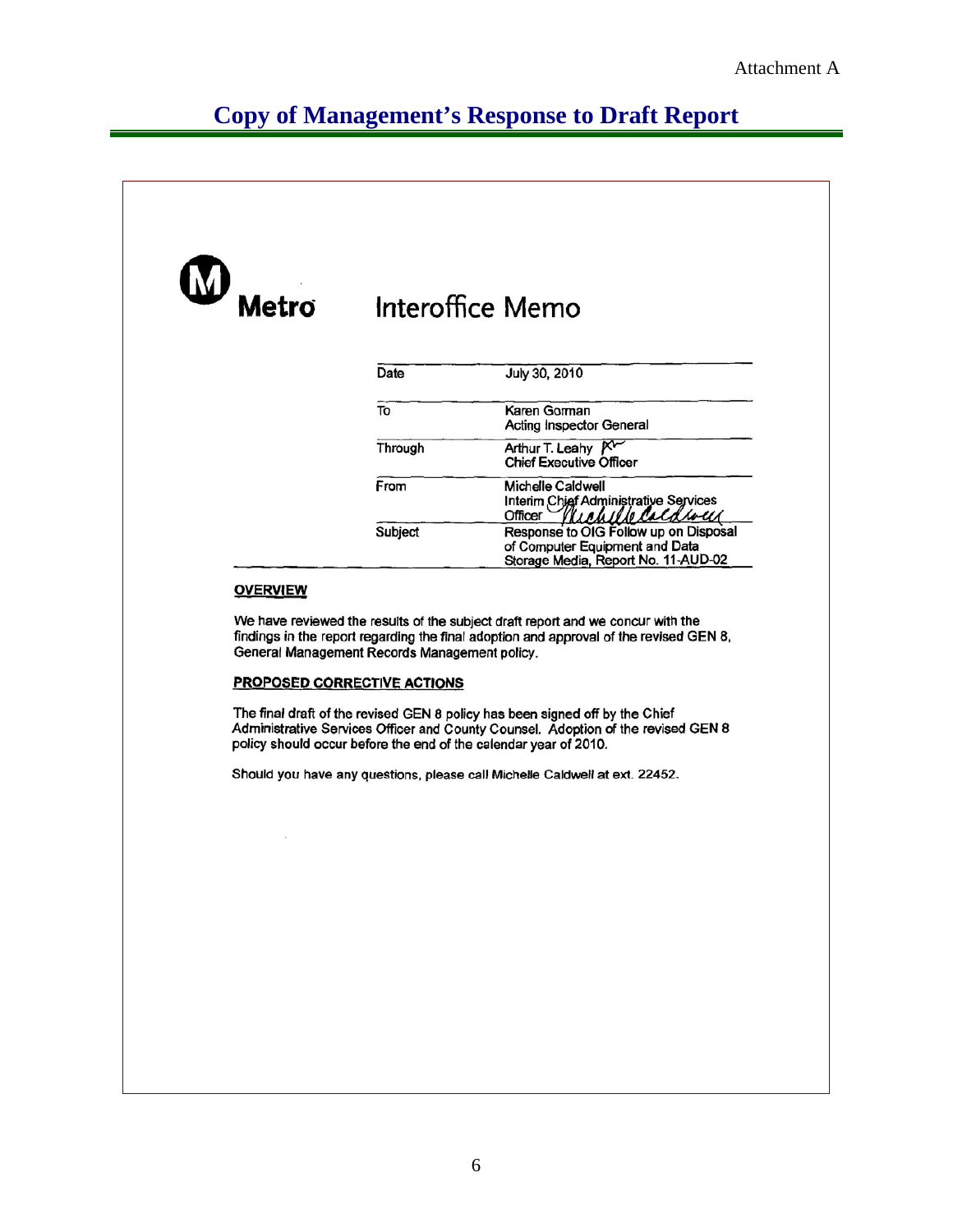Attachment A

# Copy of Management's Response to Draft Report

**Metro**

## Interoffice Memo

| | |
|---|---|
| Date | July 30, 2010 |
| To | Karen Gorman<br>Acting Inspector General |
| Through | Arthur T. Leahy<br>Chief Executive Officer |
| From | Michelle Caldwell<br>Interim Chief Administrative Services Officer |
| Subject | Response to OIG Follow up on Disposal of Computer Equipment and Data Storage Media, Report No. 11-AUD-02 |

**OVERVIEW**

We have reviewed the results of the subject draft report and we concur with the findings in the report regarding the final adoption and approval of the revised GEN 8, General Management Records Management policy.

**PROPOSED CORRECTIVE ACTIONS**

The final draft of the revised GEN 8 policy has been signed off by the Chief Administrative Services Officer and County Counsel. Adoption of the revised GEN 8 policy should occur before the end of the calendar year of 2010.

Should you have any questions, please call Michelle Caldwell at ext. 22452.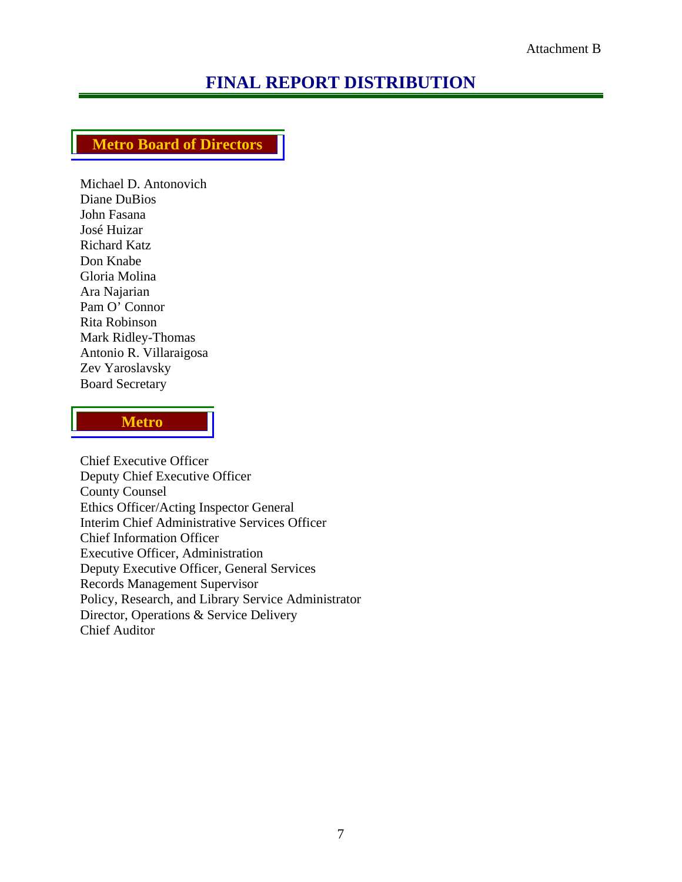Attachment B

# FINAL REPORT DISTRIBUTION

## Metro Board of Directors

Michael D. Antonovich
Diane DuBios
John Fasana
José Huizar
Richard Katz
Don Knabe
Gloria Molina
Ara Najarian
Pam O' Connor
Rita Robinson
Mark Ridley-Thomas
Antonio R. Villaraigosa
Zev Yaroslavsky
Board Secretary

## Metro

Chief Executive Officer
Deputy Chief Executive Officer
County Counsel
Ethics Officer/Acting Inspector General
Interim Chief Administrative Services Officer
Chief Information Officer
Executive Officer, Administration
Deputy Executive Officer, General Services
Records Management Supervisor
Policy, Research, and Library Service Administrator
Director, Operations & Service Delivery
Chief Auditor